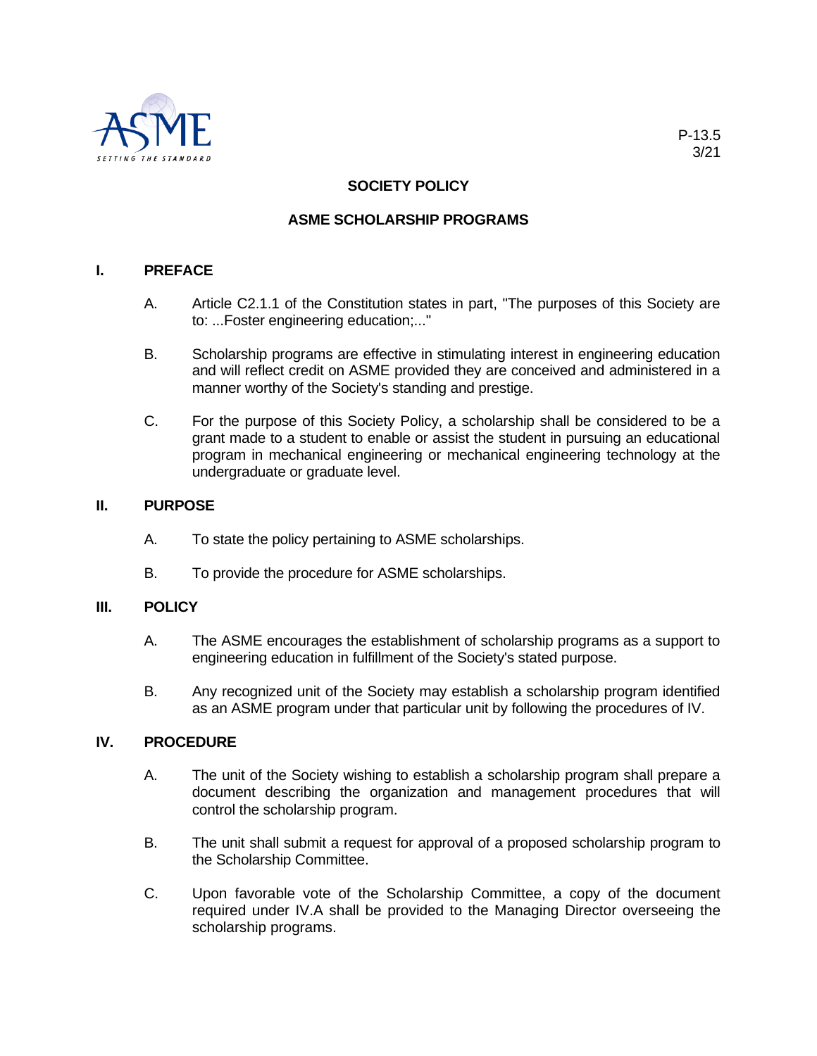P-13.5
3/21

# SOCIETY POLICY

# ASME SCHOLARSHIP PROGRAMS

## I. PREFACE

A. Article C2.1.1 of the Constitution states in part, "The purposes of this Society are to: ...Foster engineering education;..."

B. Scholarship programs are effective in stimulating interest in engineering education and will reflect credit on ASME provided they are conceived and administered in a manner worthy of the Society's standing and prestige.

C. For the purpose of this Society Policy, a scholarship shall be considered to be a grant made to a student to enable or assist the student in pursuing an educational program in mechanical engineering or mechanical engineering technology at the undergraduate or graduate level.

## II. PURPOSE

A. To state the policy pertaining to ASME scholarships.

B. To provide the procedure for ASME scholarships.

## III. POLICY

A. The ASME encourages the establishment of scholarship programs as a support to engineering education in fulfillment of the Society's stated purpose.

B. Any recognized unit of the Society may establish a scholarship program identified as an ASME program under that particular unit by following the procedures of IV.

## IV. PROCEDURE

A. The unit of the Society wishing to establish a scholarship program shall prepare a document describing the organization and management procedures that will control the scholarship program.

B. The unit shall submit a request for approval of a proposed scholarship program to the Scholarship Committee.

C. Upon favorable vote of the Scholarship Committee, a copy of the document required under IV.A shall be provided to the Managing Director overseeing the scholarship programs.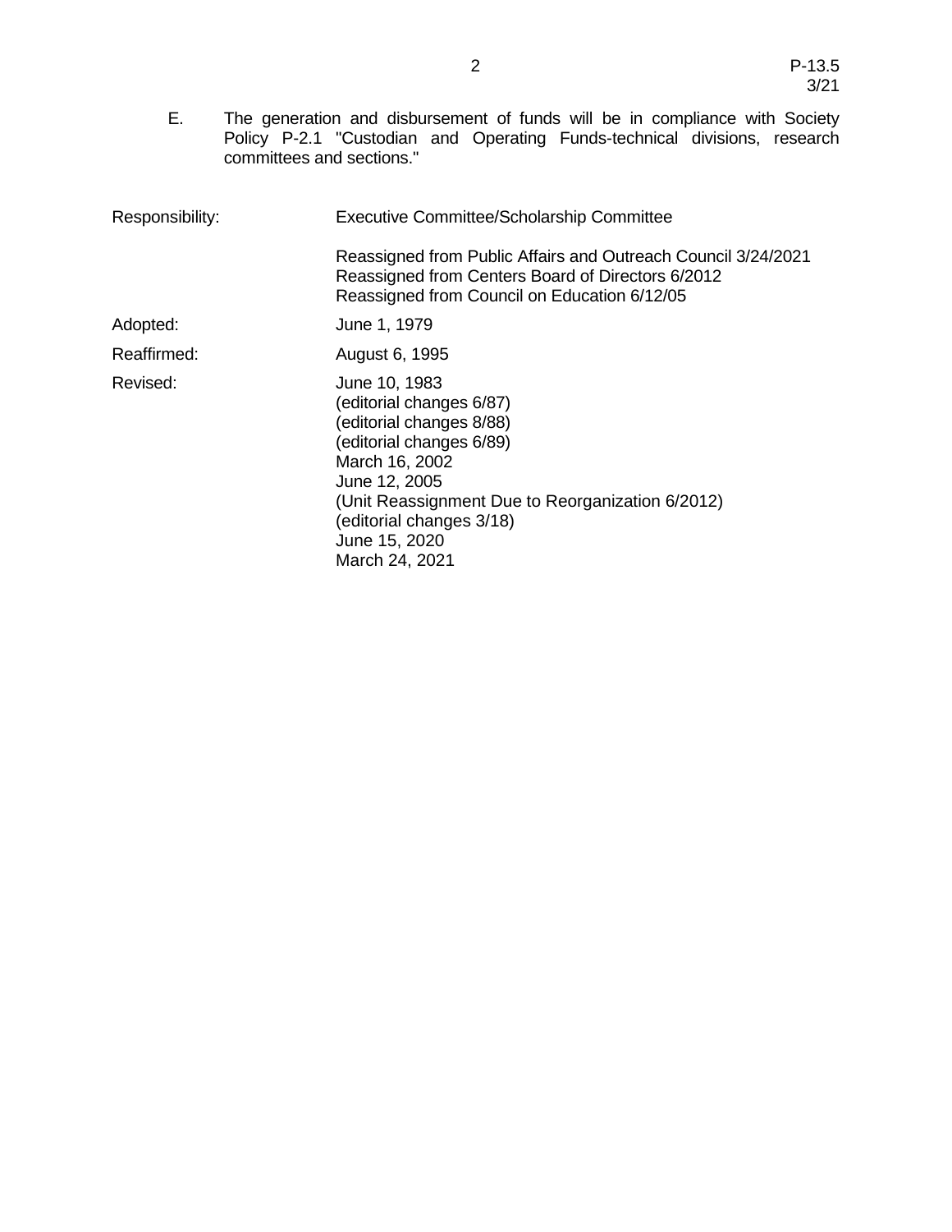E. The generation and disbursement of funds will be in compliance with Society Policy P-2.1 "Custodian and Operating Funds-technical divisions, research committees and sections."

| | |
|---|---|
| Responsibility: | Executive Committee/Scholarship Committee<br><br>Reassigned from Public Affairs and Outreach Council 3/24/2021<br>Reassigned from Centers Board of Directors 6/2012<br>Reassigned from Council on Education 6/12/05 |
| Adopted: | June 1, 1979 |
| Reaffirmed: | August 6, 1995 |
| Revised: | June 10, 1983<br>(editorial changes 6/87)<br>(editorial changes 8/88)<br>(editorial changes 6/89)<br>March 16, 2002<br>June 12, 2005<br>(Unit Reassignment Due to Reorganization 6/2012)<br>(editorial changes 3/18)<br>June 15, 2020<br>March 24, 2021 |